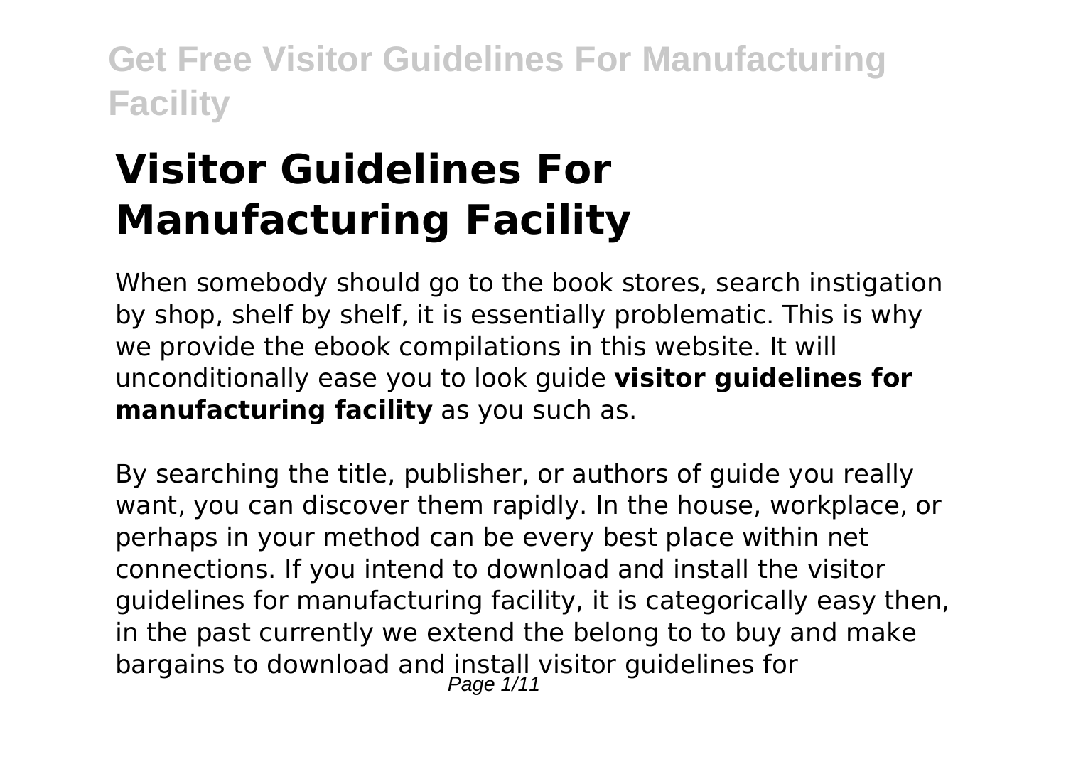# Visitor Guidelines For Manufacturing Facility

When somebody should go to the book stores, search instigation by shop, shelf by shelf, it is essentially problematic. This is why we provide the ebook compilations in this website. It will unconditionally ease you to look guide **visitor guidelines for manufacturing facility** as you such as.

By searching the title, publisher, or authors of guide you really want, you can discover them rapidly. In the house, workplace, or perhaps in your method can be every best place within net connections. If you intend to download and install the visitor guidelines for manufacturing facility, it is categorically easy then, in the past currently we extend the belong to to buy and make bargains to download and install visitor guidelines for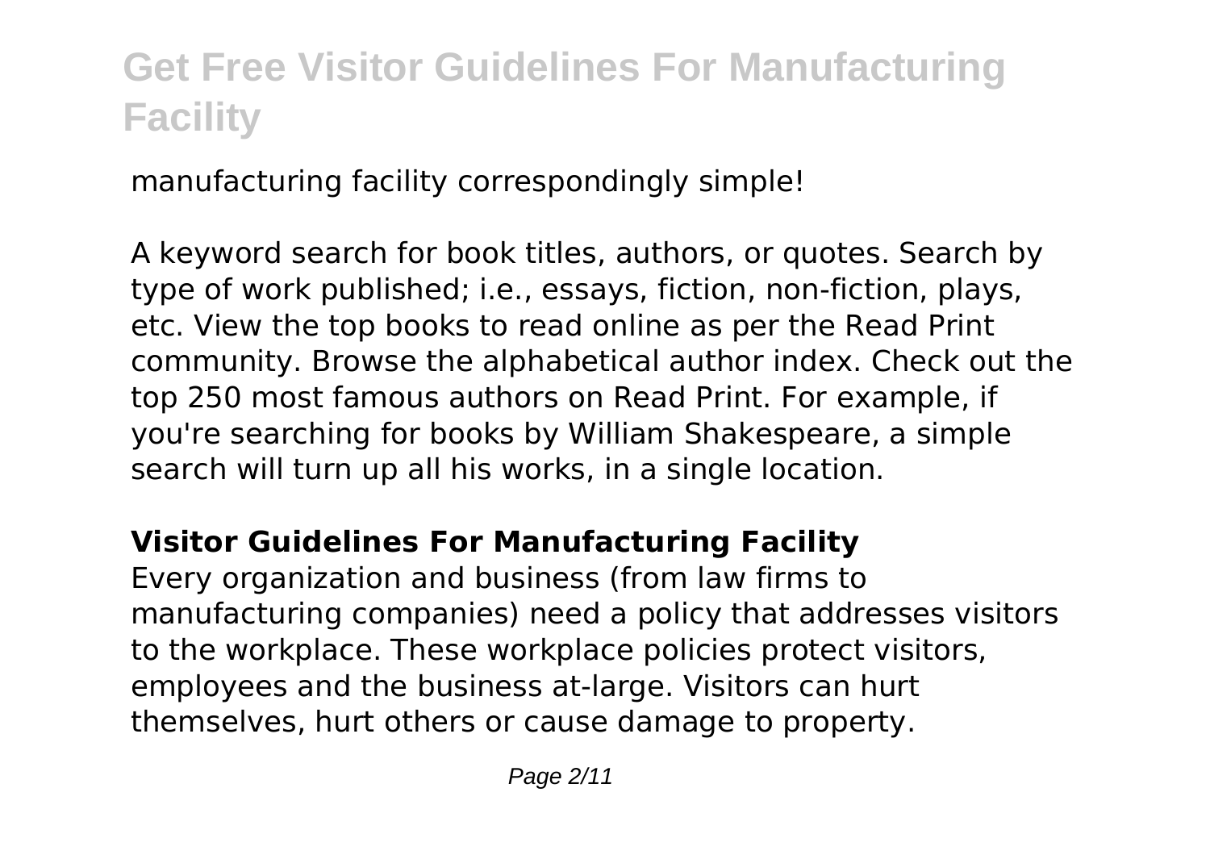manufacturing facility correspondingly simple!

A keyword search for book titles, authors, or quotes. Search by type of work published; i.e., essays, fiction, non-fiction, plays, etc. View the top books to read online as per the Read Print community. Browse the alphabetical author index. Check out the top 250 most famous authors on Read Print. For example, if you're searching for books by William Shakespeare, a simple search will turn up all his works, in a single location.

## Visitor Guidelines For Manufacturing Facility

Every organization and business (from law firms to manufacturing companies) need a policy that addresses visitors to the workplace. These workplace policies protect visitors, employees and the business at-large. Visitors can hurt themselves, hurt others or cause damage to property.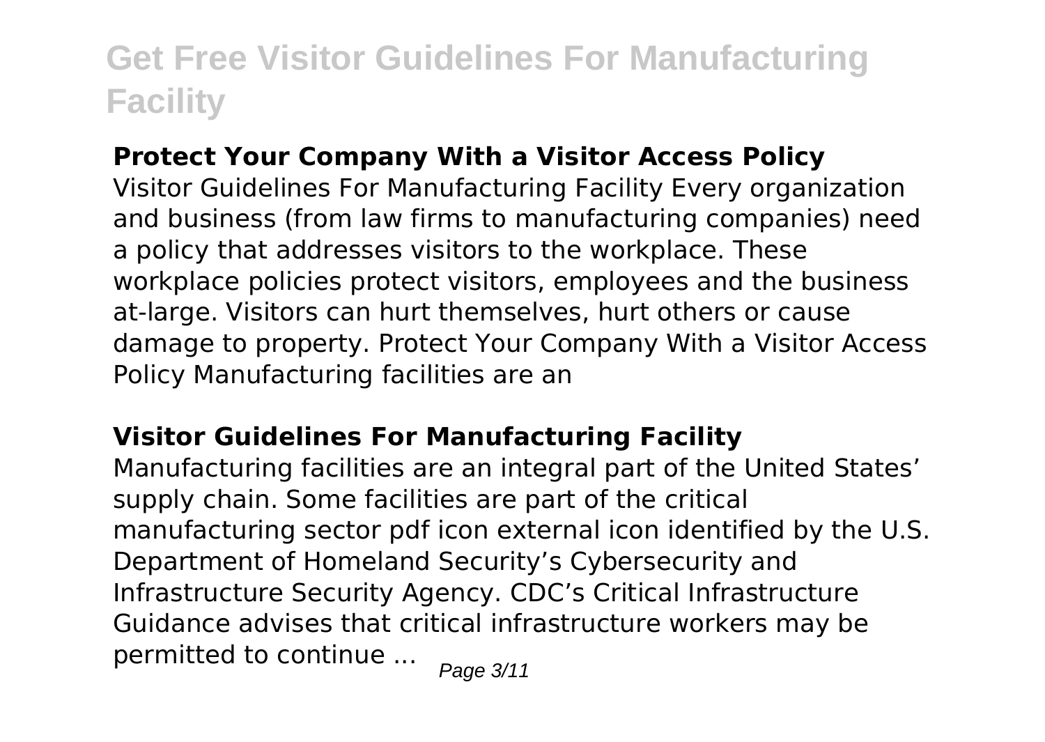## Protect Your Company With a Visitor Access Policy

Visitor Guidelines For Manufacturing Facility Every organization and business (from law firms to manufacturing companies) need a policy that addresses visitors to the workplace. These workplace policies protect visitors, employees and the business at-large. Visitors can hurt themselves, hurt others or cause damage to property. Protect Your Company With a Visitor Access Policy Manufacturing facilities are an

## Visitor Guidelines For Manufacturing Facility

Manufacturing facilities are an integral part of the United States' supply chain. Some facilities are part of the critical manufacturing sector pdf icon external icon identified by the U.S. Department of Homeland Security's Cybersecurity and Infrastructure Security Agency. CDC's Critical Infrastructure Guidance advises that critical infrastructure workers may be permitted to continue ...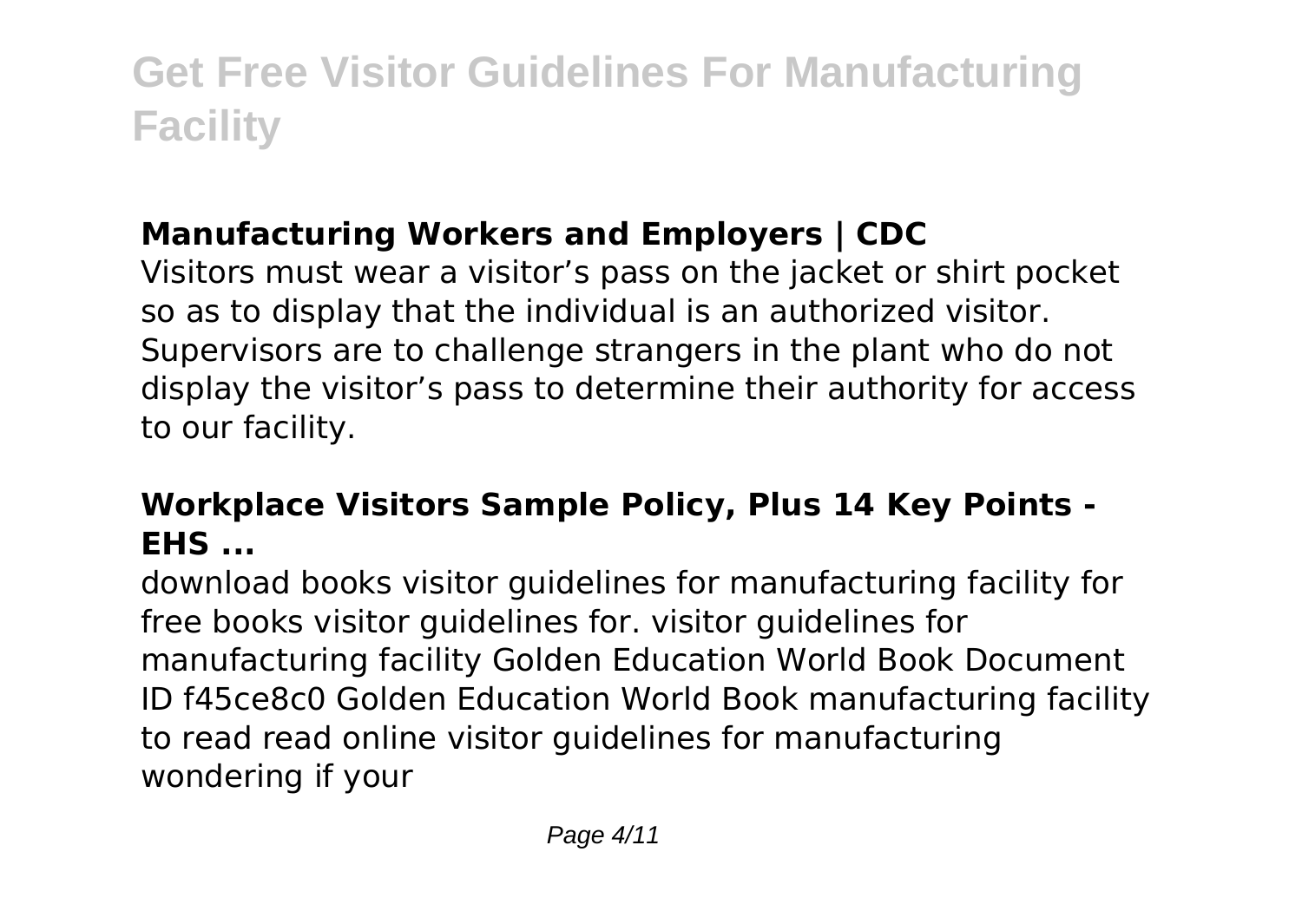## Manufacturing Workers and Employers | CDC

Visitors must wear a visitor's pass on the jacket or shirt pocket so as to display that the individual is an authorized visitor. Supervisors are to challenge strangers in the plant who do not display the visitor's pass to determine their authority for access to our facility.

## Workplace Visitors Sample Policy, Plus 14 Key Points - EHS ...

download books visitor guidelines for manufacturing facility for free books visitor guidelines for. visitor guidelines for manufacturing facility Golden Education World Book Document ID f45ce8c0 Golden Education World Book manufacturing facility to read read online visitor guidelines for manufacturing wondering if your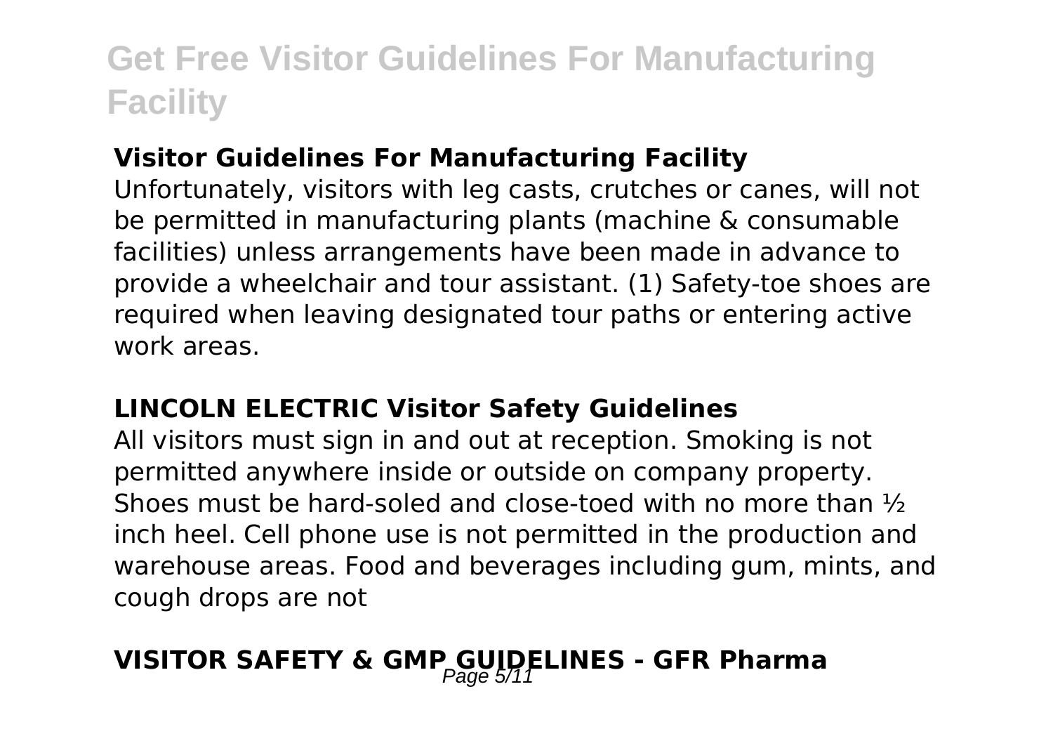### Visitor Guidelines For Manufacturing Facility

Unfortunately, visitors with leg casts, crutches or canes, will not be permitted in manufacturing plants (machine & consumable facilities) unless arrangements have been made in advance to provide a wheelchair and tour assistant. (1) Safety-toe shoes are required when leaving designated tour paths or entering active work areas.

### LINCOLN ELECTRIC Visitor Safety Guidelines

All visitors must sign in and out at reception. Smoking is not permitted anywhere inside or outside on company property. Shoes must be hard-soled and close-toed with no more than ½ inch heel. Cell phone use is not permitted in the production and warehouse areas. Food and beverages including gum, mints, and cough drops are not

### VISITOR SAFETY & GMP GUIDELINES - GFR Pharma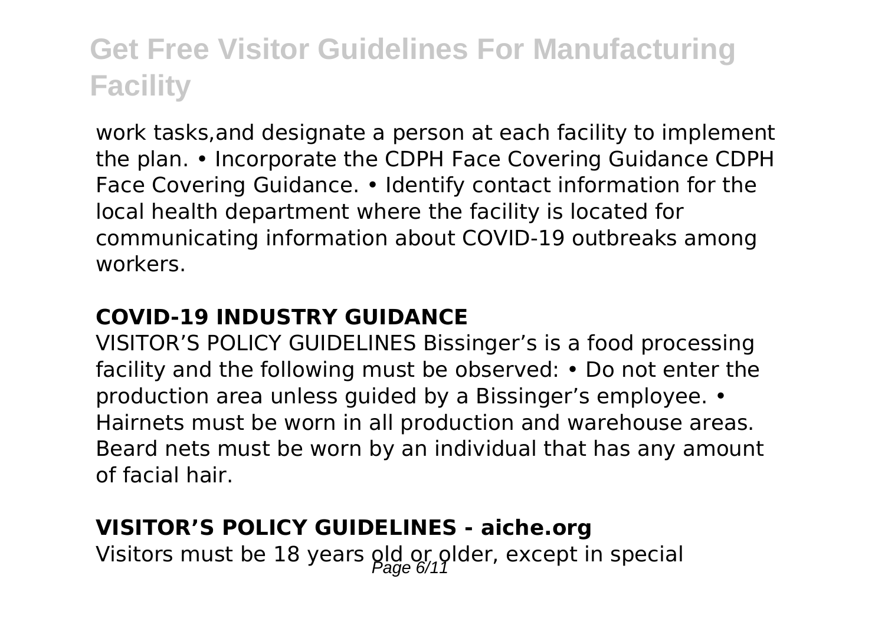work tasks,and designate a person at each facility to implement the plan. • Incorporate the CDPH Face Covering Guidance CDPH Face Covering Guidance. • Identify contact information for the local health department where the facility is located for communicating information about COVID-19 outbreaks among workers.

### COVID-19 INDUSTRY GUIDANCE

VISITOR'S POLICY GUIDELINES Bissinger's is a food processing facility and the following must be observed: • Do not enter the production area unless guided by a Bissinger's employee. • Hairnets must be worn in all production and warehouse areas. Beard nets must be worn by an individual that has any amount of facial hair.

### VISITOR'S POLICY GUIDELINES - aiche.org

Visitors must be 18 years old or older, except in special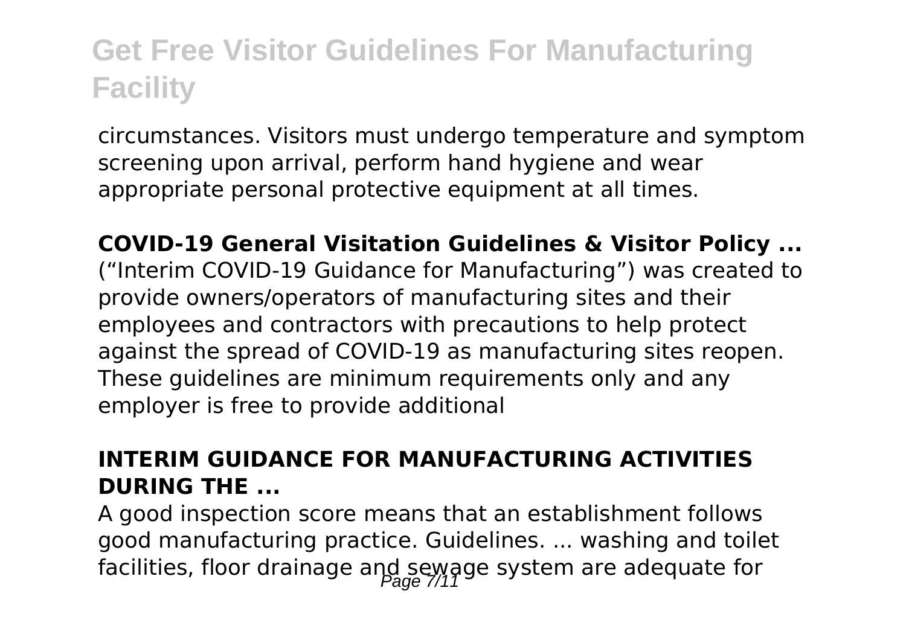circumstances. Visitors must undergo temperature and symptom screening upon arrival, perform hand hygiene and wear appropriate personal protective equipment at all times.

**COVID-19 General Visitation Guidelines & Visitor Policy ...**
("Interim COVID-19 Guidance for Manufacturing") was created to provide owners/operators of manufacturing sites and their employees and contractors with precautions to help protect against the spread of COVID-19 as manufacturing sites reopen. These guidelines are minimum requirements only and any employer is free to provide additional

**INTERIM GUIDANCE FOR MANUFACTURING ACTIVITIES DURING THE ...**
A good inspection score means that an establishment follows good manufacturing practice. Guidelines. ... washing and toilet facilities, floor drainage and sewage system are adequate for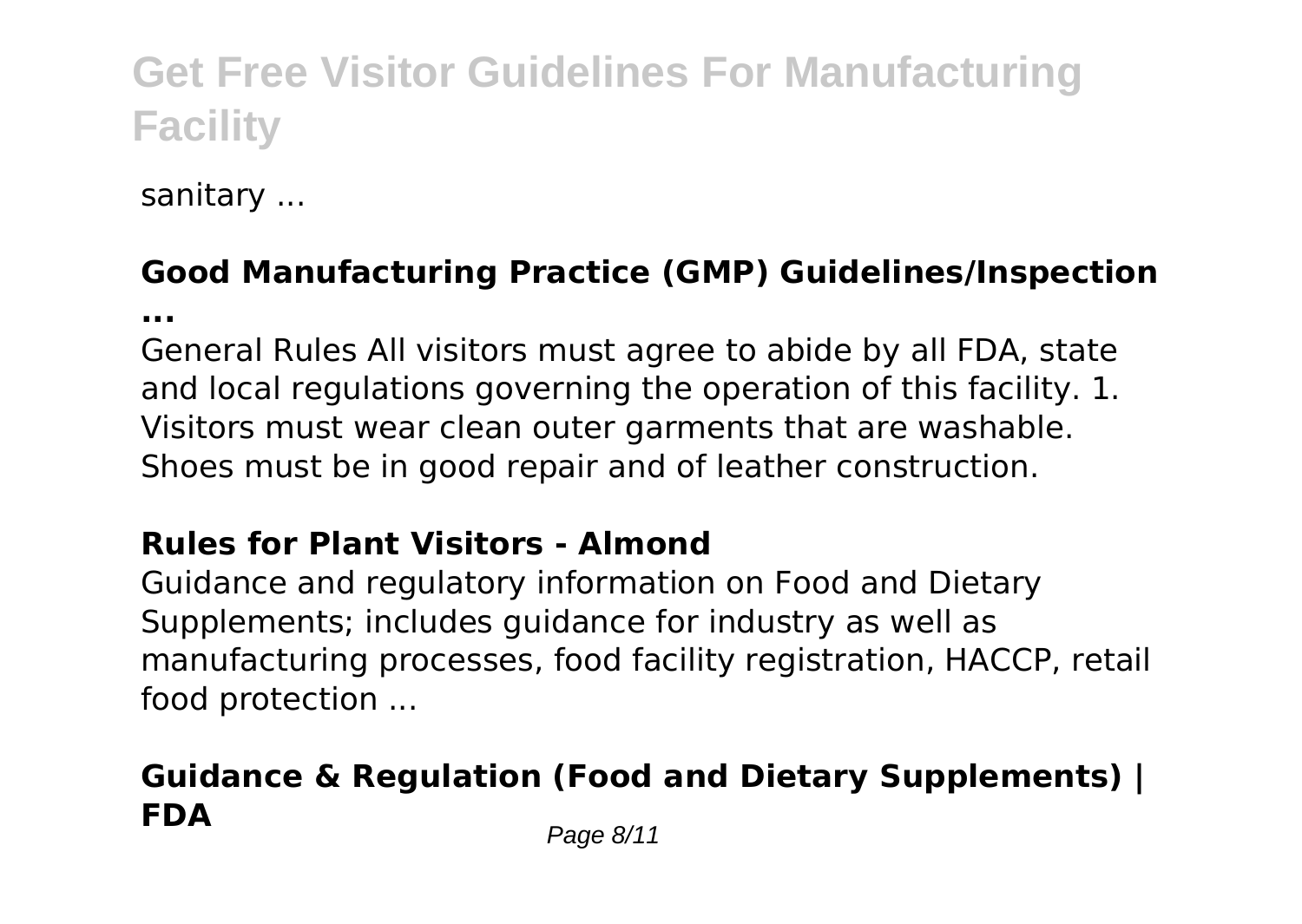sanitary ...

### Good Manufacturing Practice (GMP) Guidelines/Inspection ...

General Rules All visitors must agree to abide by all FDA, state and local regulations governing the operation of this facility. 1. Visitors must wear clean outer garments that are washable. Shoes must be in good repair and of leather construction.

### Rules for Plant Visitors - Almond

Guidance and regulatory information on Food and Dietary Supplements; includes guidance for industry as well as manufacturing processes, food facility registration, HACCP, retail food protection ...

### Guidance & Regulation (Food and Dietary Supplements) | FDA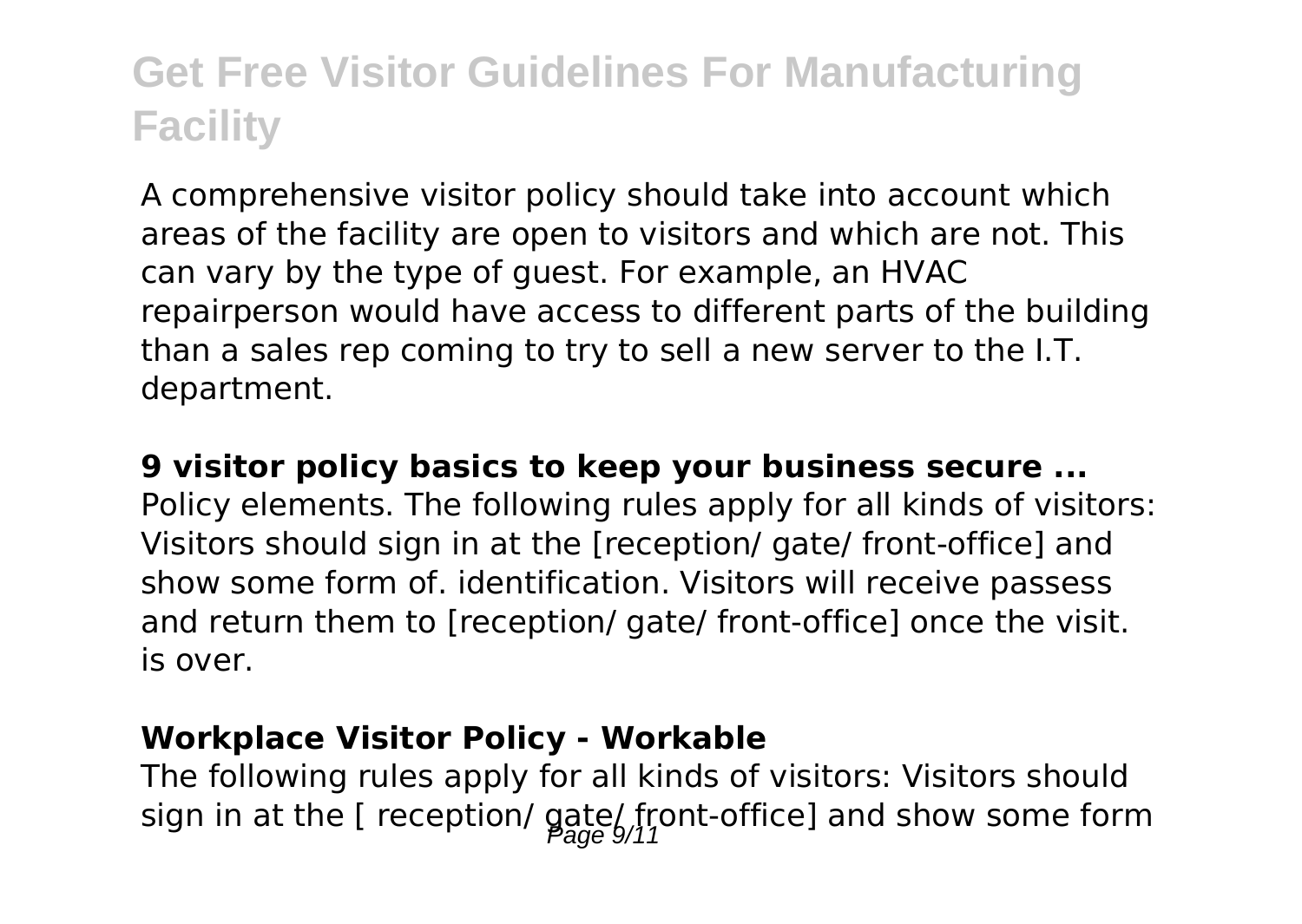A comprehensive visitor policy should take into account which areas of the facility are open to visitors and which are not. This can vary by the type of guest. For example, an HVAC repairperson would have access to different parts of the building than a sales rep coming to try to sell a new server to the I.T. department.

**9 visitor policy basics to keep your business secure ...**

Policy elements. The following rules apply for all kinds of visitors: Visitors should sign in at the [reception/ gate/ front-office] and show some form of. identification. Visitors will receive passess and return them to [reception/ gate/ front-office] once the visit. is over.

**Workplace Visitor Policy - Workable**

The following rules apply for all kinds of visitors: Visitors should sign in at the [ reception/ gate/ front-office] and show some form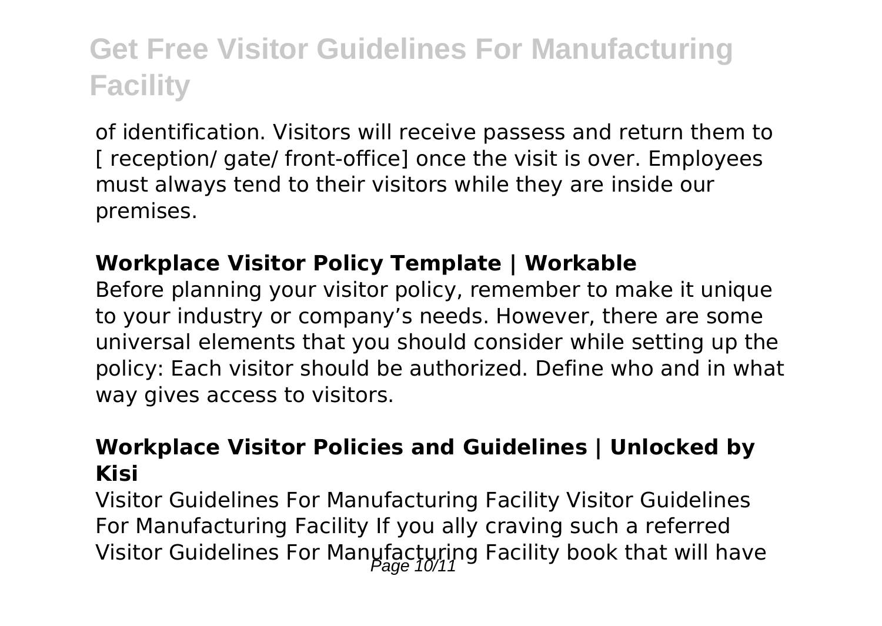of identification. Visitors will receive passess and return them to [ reception/ gate/ front-office] once the visit is over. Employees must always tend to their visitors while they are inside our premises.

**Workplace Visitor Policy Template | Workable**

Before planning your visitor policy, remember to make it unique to your industry or company's needs. However, there are some universal elements that you should consider while setting up the policy: Each visitor should be authorized. Define who and in what way gives access to visitors.

**Workplace Visitor Policies and Guidelines | Unlocked by Kisi**

Visitor Guidelines For Manufacturing Facility Visitor Guidelines For Manufacturing Facility If you ally craving such a referred Visitor Guidelines For Manufacturing Facility book that will have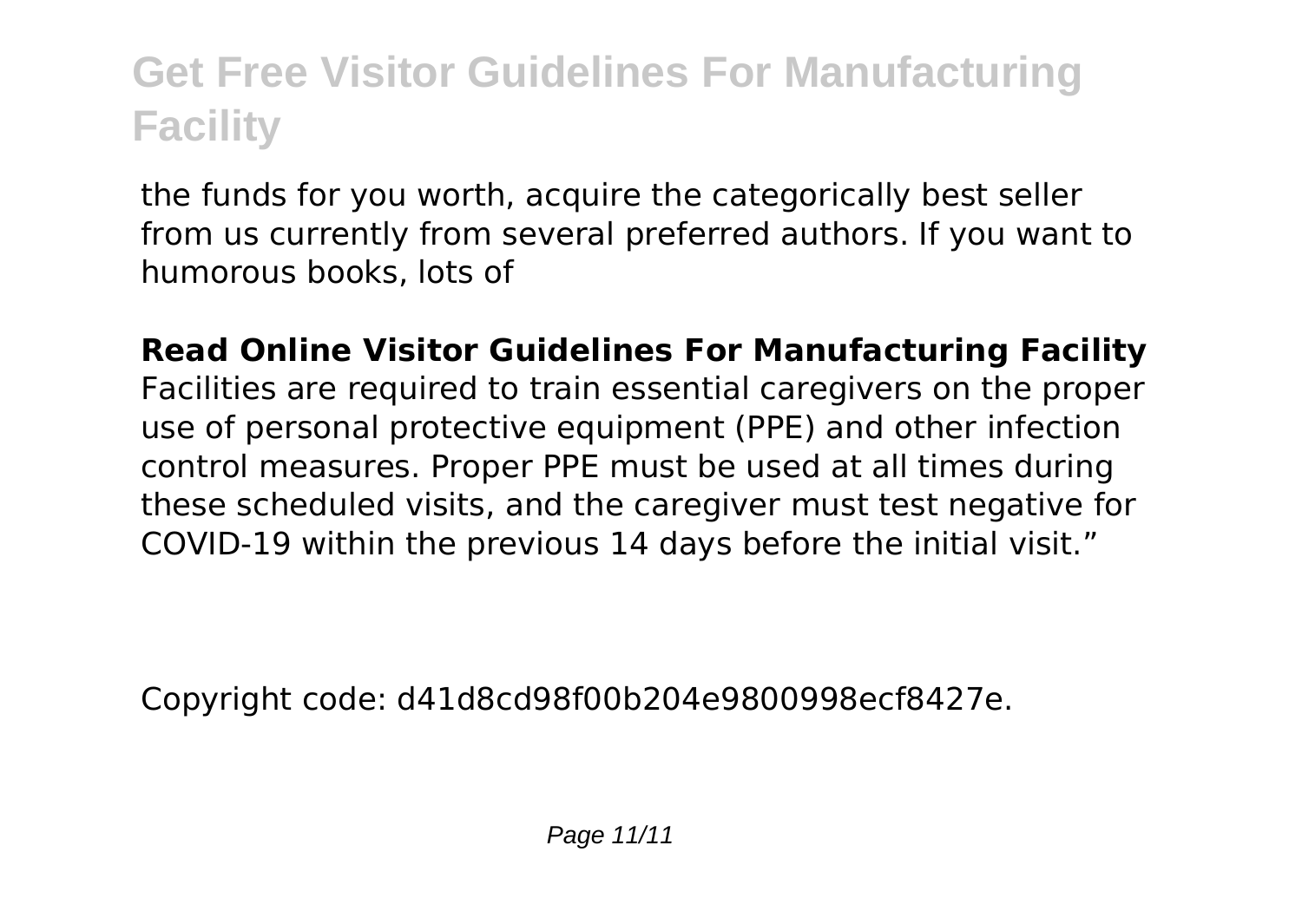the funds for you worth, acquire the categorically best seller from us currently from several preferred authors. If you want to humorous books, lots of

**Read Online Visitor Guidelines For Manufacturing Facility**

Facilities are required to train essential caregivers on the proper use of personal protective equipment (PPE) and other infection control measures. Proper PPE must be used at all times during these scheduled visits, and the caregiver must test negative for COVID-19 within the previous 14 days before the initial visit."

Copyright code: d41d8cd98f00b204e9800998ecf8427e.